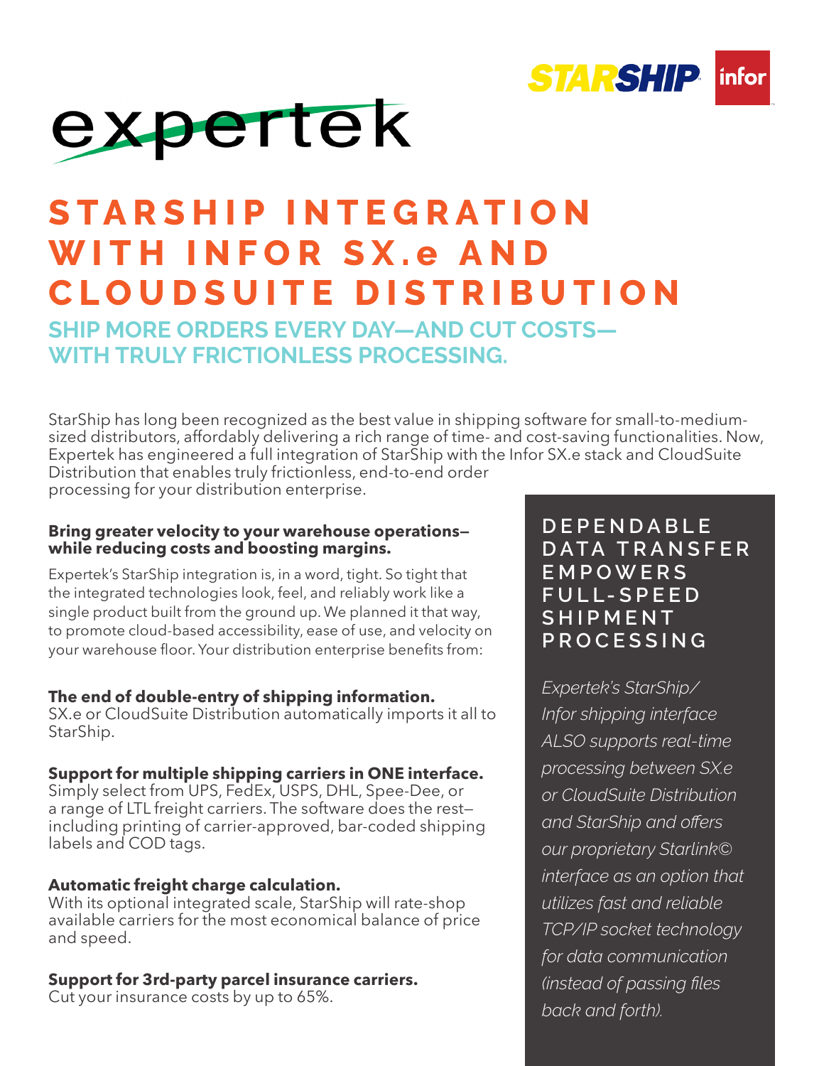# STARSHIP INTEGRATION WITH INFOR SX.e AND CLOUDSUITE DISTRIBUTION

## SHIP MORE ORDERS EVERY DAY—AND CUT COSTS—WITH TRULY FRICTIONLESS PROCESSING.

StarShip has long been recognized as the best value in shipping software for small-to-medium-sized distributors, affordably delivering a rich range of time- and cost-saving functionalities. Now, Expertek has engineered a full integration of StarShip with the Infor SX.e stack and CloudSuite Distribution that enables truly frictionless, end-to-end order processing for your distribution enterprise.

**Bring greater velocity to your warehouse operations—while reducing costs and boosting margins.**

Expertek's StarShip integration is, in a word, tight. So tight that the integrated technologies look, feel, and reliably work like a single product built from the ground up. We planned it that way, to promote cloud-based accessibility, ease of use, and velocity on your warehouse floor. Your distribution enterprise benefits from:

**The end of double-entry of shipping information.**
SX.e or CloudSuite Distribution automatically imports it all to StarShip.

**Support for multiple shipping carriers in ONE interface.**
Simply select from UPS, FedEx, USPS, DHL, Spee-Dee, or a range of LTL freight carriers. The software does the rest—including printing of carrier-approved, bar-coded shipping labels and COD tags.

**Automatic freight charge calculation.**
With its optional integrated scale, StarShip will rate-shop available carriers for the most economical balance of price and speed.

**Support for 3rd-party parcel insurance carriers.**
Cut your insurance costs by up to 65%.

### DEPENDABLE DATA TRANSFER EMPOWERS FULL-SPEED SHIPMENT PROCESSING

*Expertek's StarShip/Infor shipping interface ALSO supports real-time processing between SX.e or CloudSuite Distribution and StarShip and offers our proprietary Starlink© interface as an option that utilizes fast and reliable TCP/IP socket technology for data communication (instead of passing files back and forth).*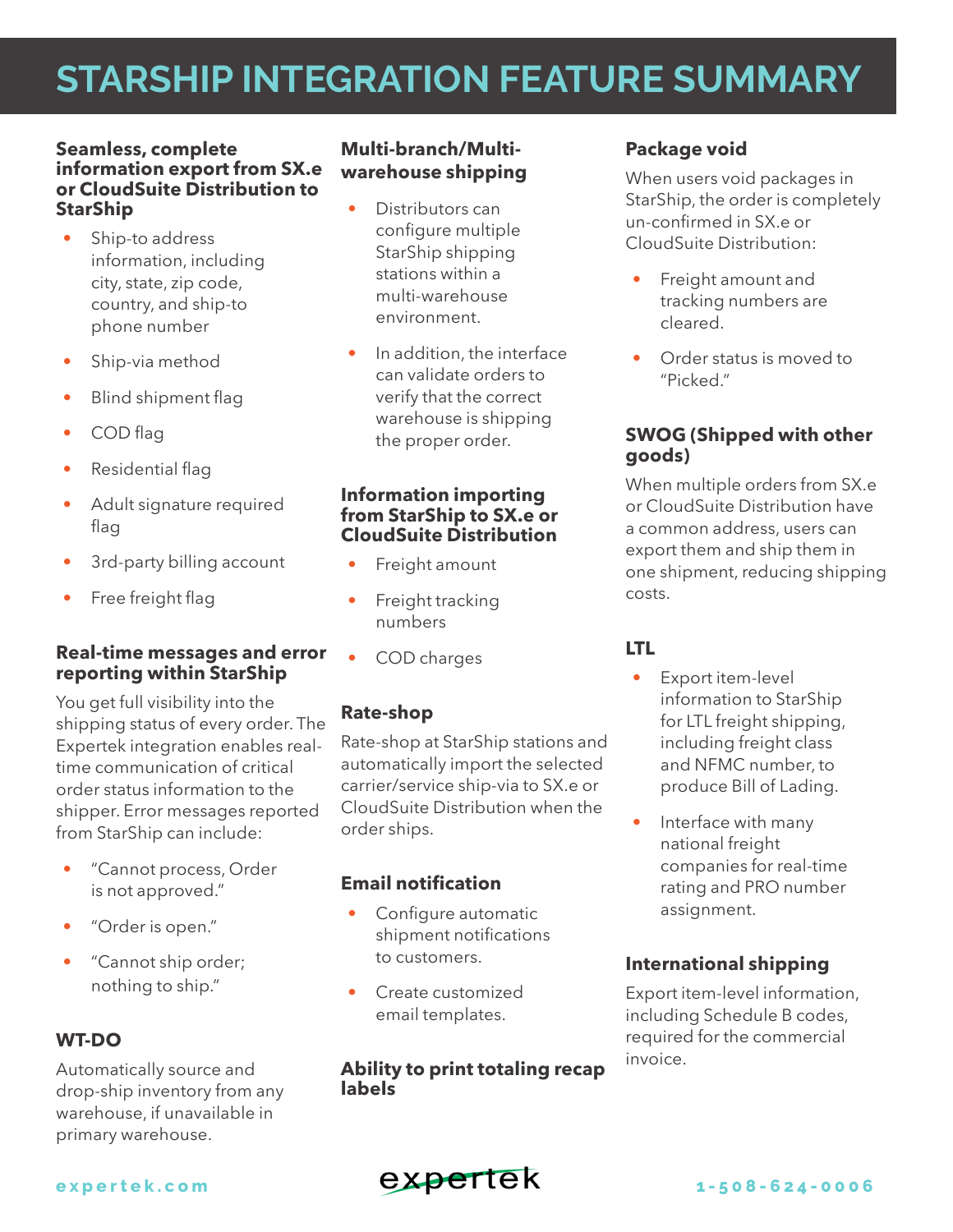# STARSHIP INTEGRATION FEATURE SUMMARY

### Seamless, complete information export from SX.e or CloudSuite Distribution to StarShip

- Ship-to address information, including city, state, zip code, country, and ship-to phone number
- Ship-via method
- Blind shipment flag
- COD flag
- Residential flag
- Adult signature required flag
- 3rd-party billing account
- Free freight flag

### Real-time messages and error reporting within StarShip

You get full visibility into the shipping status of every order. The Expertek integration enables real-time communication of critical order status information to the shipper. Error messages reported from StarShip can include:

- "Cannot process, Order is not approved."
- "Order is open."
- "Cannot ship order; nothing to ship."

### WT-DO

Automatically source and drop-ship inventory from any warehouse, if unavailable in primary warehouse.

### Multi-branch/Multi-warehouse shipping

- Distributors can configure multiple StarShip shipping stations within a multi-warehouse environment.
- In addition, the interface can validate orders to verify that the correct warehouse is shipping the proper order.

### Information importing from StarShip to SX.e or CloudSuite Distribution

- Freight amount
- Freight tracking numbers
- COD charges

### Rate-shop

Rate-shop at StarShip stations and automatically import the selected carrier/service ship-via to SX.e or CloudSuite Distribution when the order ships.

### Email notification

- Configure automatic shipment notifications to customers.
- Create customized email templates.

### Ability to print totaling recap labels

### Package void

When users void packages in StarShip, the order is completely un-confirmed in SX.e or CloudSuite Distribution:

- Freight amount and tracking numbers are cleared.
- Order status is moved to "Picked."

### SWOG (Shipped with other goods)

When multiple orders from SX.e or CloudSuite Distribution have a common address, users can export them and ship them in one shipment, reducing shipping costs.

### LTL

- Export item-level information to StarShip for LTL freight shipping, including freight class and NFMC number, to produce Bill of Lading.
- Interface with many national freight companies for real-time rating and PRO number assignment.

### International shipping

Export item-level information, including Schedule B codes, required for the commercial invoice.

expertek.com

expertek

1-508-624-0006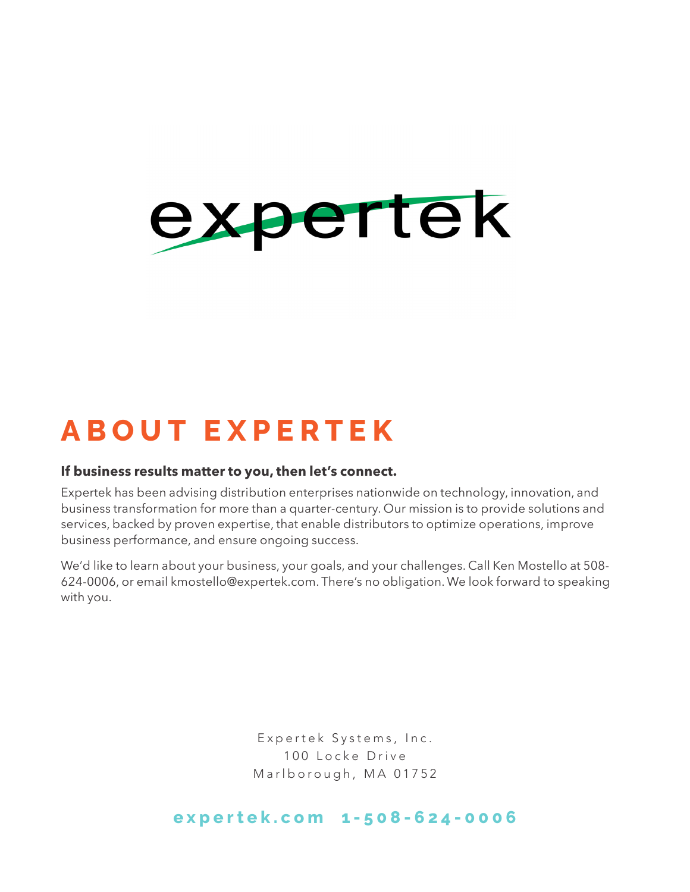expertek

# ABOUT EXPERTEK

**If business results matter to you, then let's connect.**

Expertek has been advising distribution enterprises nationwide on technology, innovation, and business transformation for more than a quarter-century. Our mission is to provide solutions and services, backed by proven expertise, that enable distributors to optimize operations, improve business performance, and ensure ongoing success.

We'd like to learn about your business, your goals, and your challenges. Call Ken Mostello at 508-624-0006, or email kmostello@expertek.com. There's no obligation. We look forward to speaking with you.

Expertek Systems, Inc.
100 Locke Drive
Marlborough, MA 01752

**expertek.com 1-508-624-0006**